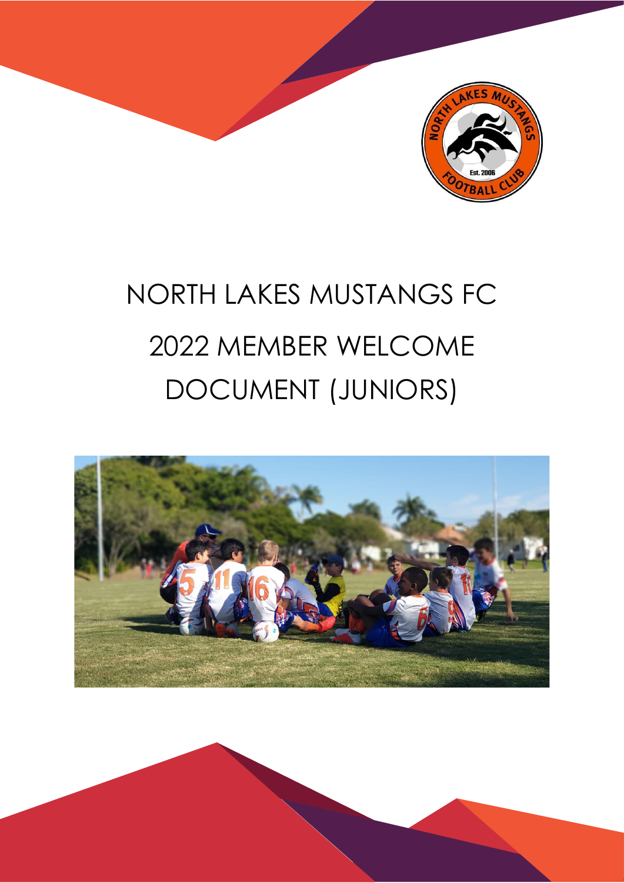# NORTH LAKES MUSTANGS FC

# 2022 MEMBER WELCOME DOCUMENT (JUNIORS)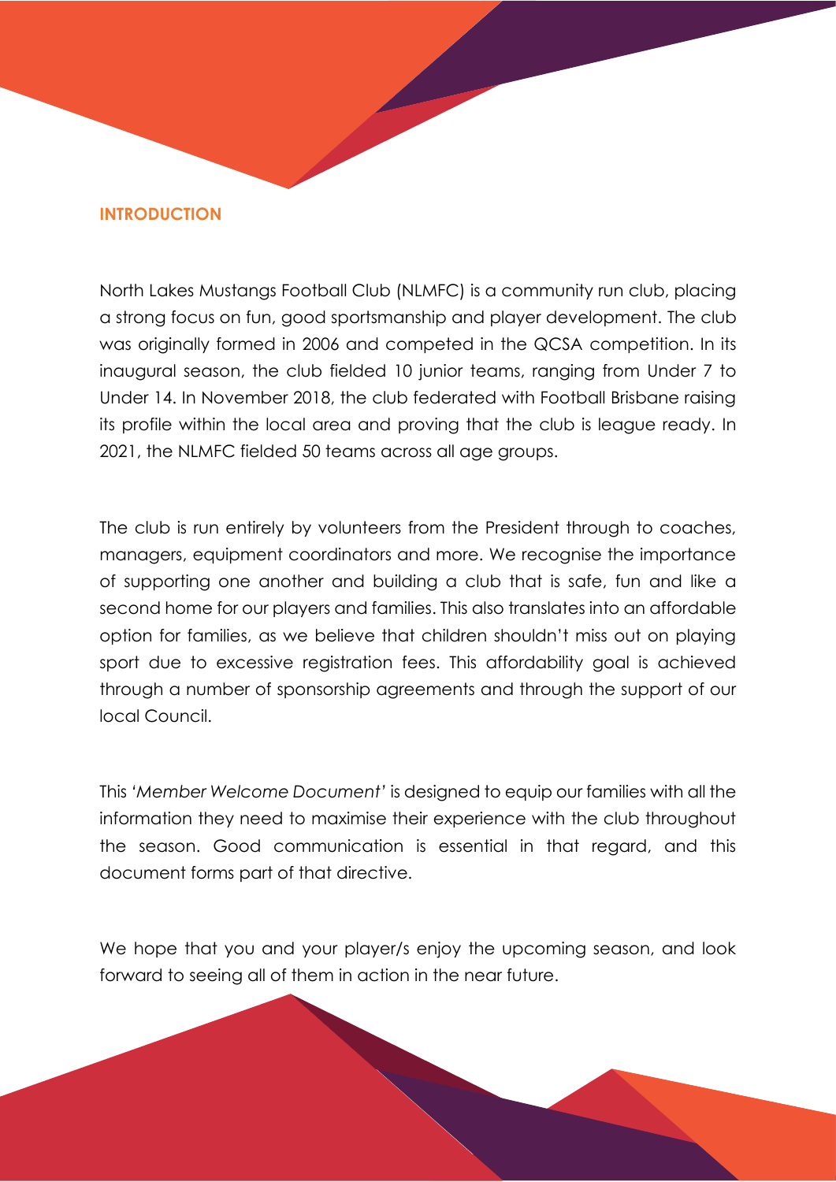## INTRODUCTION

North Lakes Mustangs Football Club (NLMFC) is a community run club, placing a strong focus on fun, good sportsmanship and player development. The club was originally formed in 2006 and competed in the QCSA competition. In its inaugural season, the club fielded 10 junior teams, ranging from Under 7 to Under 14. In November 2018, the club federated with Football Brisbane raising its profile within the local area and proving that the club is league ready. In 2021, the NLMFC fielded 50 teams across all age groups.

The club is run entirely by volunteers from the President through to coaches, managers, equipment coordinators and more. We recognise the importance of supporting one another and building a club that is safe, fun and like a second home for our players and families. This also translates into an affordable option for families, as we believe that children shouldn't miss out on playing sport due to excessive registration fees. This affordability goal is achieved through a number of sponsorship agreements and through the support of our local Council.

This '*Member Welcome Document*' is designed to equip our families with all the information they need to maximise their experience with the club throughout the season. Good communication is essential in that regard, and this document forms part of that directive.

We hope that you and your player/s enjoy the upcoming season, and look forward to seeing all of them in action in the near future.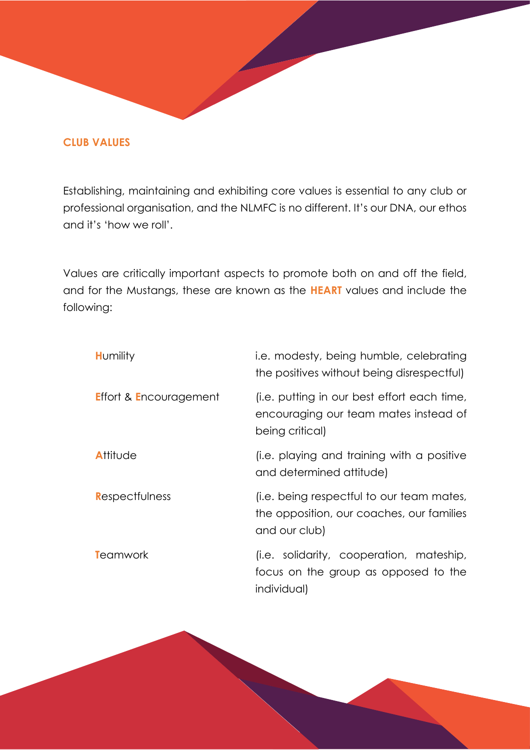## CLUB VALUES

Establishing, maintaining and exhibiting core values is essential to any club or professional organisation, and the NLMFC is no different. It's our DNA, our ethos and it's 'how we roll'.

Values are critically important aspects to promote both on and off the field, and for the Mustangs, these are known as the **HEART** values and include the following:

| | |
|---|---|
| **H**umility | i.e. modesty, being humble, celebrating the positives without being disrespectful) |
| **E**ffort & **E**ncouragement | (i.e. putting in our best effort each time, encouraging our team mates instead of being critical) |
| **A**ttitude | (i.e. playing and training with a positive and determined attitude) |
| **R**espectfulness | (i.e. being respectful to our team mates, the opposition, our coaches, our families and our club) |
| **T**eamwork | (i.e. solidarity, cooperation, mateship, focus on the group as opposed to the individual) |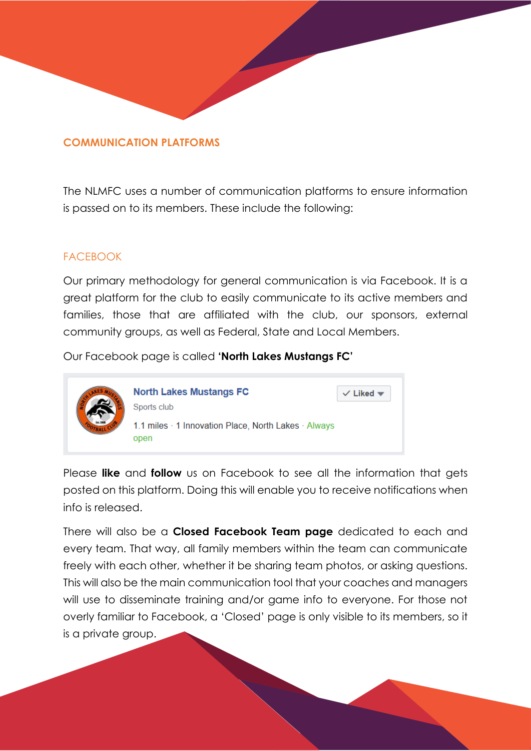## COMMUNICATION PLATFORMS

The NLMFC uses a number of communication platforms to ensure information is passed on to its members. These include the following:

### FACEBOOK

Our primary methodology for general communication is via Facebook. It is a great platform for the club to easily communicate to its active members and families, those that are affiliated with the club, our sponsors, external community groups, as well as Federal, State and Local Members.

Our Facebook page is called **'North Lakes Mustangs FC'**

North Lakes Mustangs FC
Sports club
1.1 miles · 1 Innovation Place, North Lakes · Always open

Please **like** and **follow** us on Facebook to see all the information that gets posted on this platform. Doing this will enable you to receive notifications when info is released.

There will also be a **Closed Facebook Team page** dedicated to each and every team. That way, all family members within the team can communicate freely with each other, whether it be sharing team photos, or asking questions. This will also be the main communication tool that your coaches and managers will use to disseminate training and/or game info to everyone. For those not overly familiar to Facebook, a 'Closed' page is only visible to its members, so it is a private group.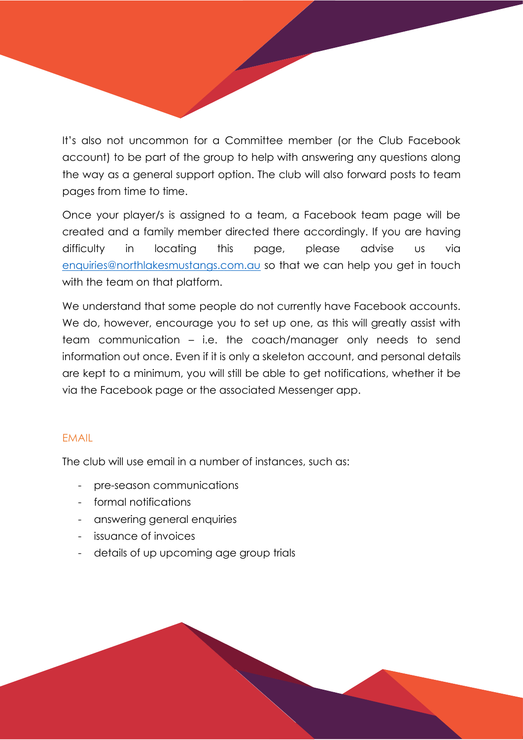It's also not uncommon for a Committee member (or the Club Facebook account) to be part of the group to help with answering any questions along the way as a general support option. The club will also forward posts to team pages from time to time.

Once your player/s is assigned to a team, a Facebook team page will be created and a family member directed there accordingly. If you are having difficulty in locating this page, please advise us via [enquiries@northlakesmustangs.com.au](mailto:enquiries@northlakesmustangs.com.au) so that we can help you get in touch with the team on that platform.

We understand that some people do not currently have Facebook accounts. We do, however, encourage you to set up one, as this will greatly assist with team communication – i.e. the coach/manager only needs to send information out once. Even if it is only a skeleton account, and personal details are kept to a minimum, you will still be able to get notifications, whether it be via the Facebook page or the associated Messenger app.

## EMAIL

The club will use email in a number of instances, such as:

- pre-season communications
- formal notifications
- answering general enquiries
- issuance of invoices
- details of up upcoming age group trials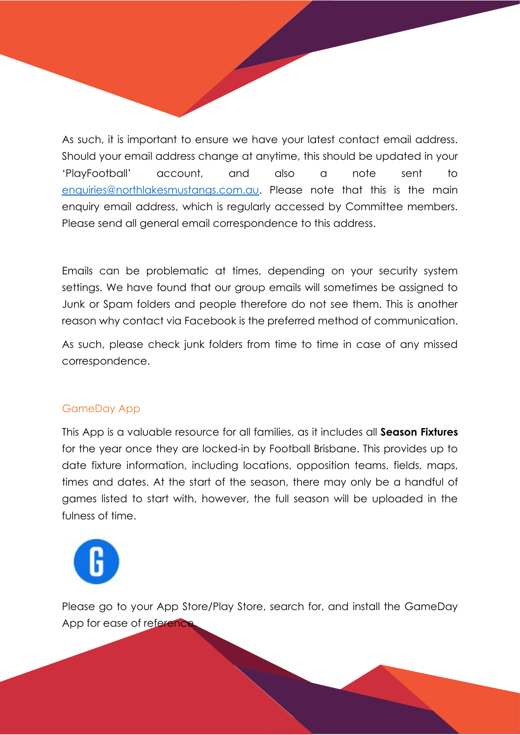As such, it is important to ensure we have your latest contact email address. Should your email address change at anytime, this should be updated in your 'PlayFootball' account, and also a note sent to enquiries@northlakesmustangs.com.au. Please note that this is the main enquiry email address, which is regularly accessed by Committee members. Please send all general email correspondence to this address.

Emails can be problematic at times, depending on your security system settings. We have found that our group emails will sometimes be assigned to Junk or Spam folders and people therefore do not see them. This is another reason why contact via Facebook is the preferred method of communication.

As such, please check junk folders from time to time in case of any missed correspondence.

## GameDay App

This App is a valuable resource for all families, as it includes all **Season Fixtures** for the year once they are locked-in by Football Brisbane. This provides up to date fixture information, including locations, opposition teams, fields, maps, times and dates. At the start of the season, there may only be a handful of games listed to start with, however, the full season will be uploaded in the fulness of time.

Please go to your App Store/Play Store, search for, and install the GameDay App for ease of reference.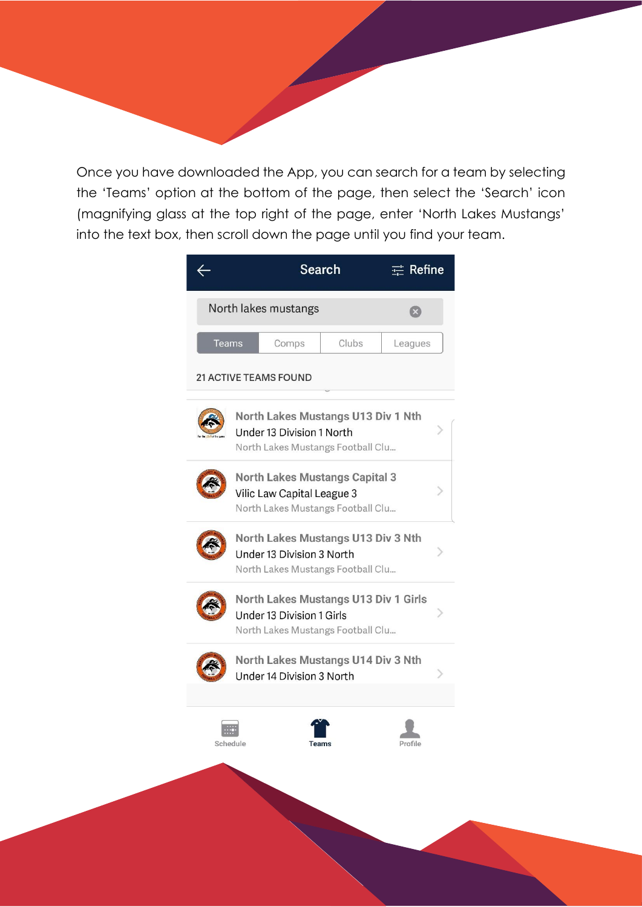Once you have downloaded the App, you can search for a team by selecting the 'Teams' option at the bottom of the page, then select the 'Search' icon (magnifying glass at the top right of the page, enter 'North Lakes Mustangs' into the text box, then scroll down the page until you find your team.

Search    Refine

North lakes mustangs

Teams | Comps | Clubs | Leagues

21 ACTIVE TEAMS FOUND

**North Lakes Mustangs U13 Div 1 Nth**
Under 13 Division 1 North
North Lakes Mustangs Football Clu...

**North Lakes Mustangs Capital 3**
Vilic Law Capital League 3
North Lakes Mustangs Football Clu...

**North Lakes Mustangs U13 Div 3 Nth**
Under 13 Division 3 North
North Lakes Mustangs Football Clu...

**North Lakes Mustangs U13 Div 1 Girls**
Under 13 Division 1 Girls
North Lakes Mustangs Football Clu...

**North Lakes Mustangs U14 Div 3 Nth**
Under 14 Division 3 North

Schedule | Teams | Profile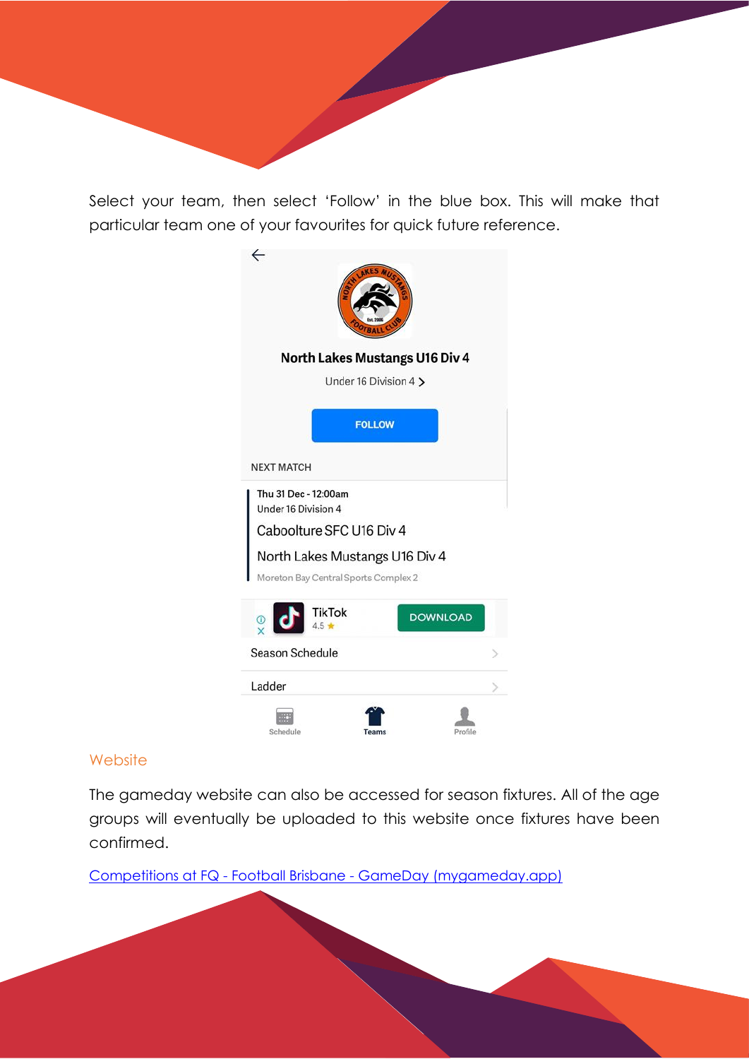Select your team, then select 'Follow' in the blue box. This will make that particular team one of your favourites for quick future reference.

## Website

The gameday website can also be accessed for season fixtures. All of the age groups will eventually be uploaded to this website once fixtures have been confirmed.

[Competitions at FQ - Football Brisbane - GameDay (mygameday.app)]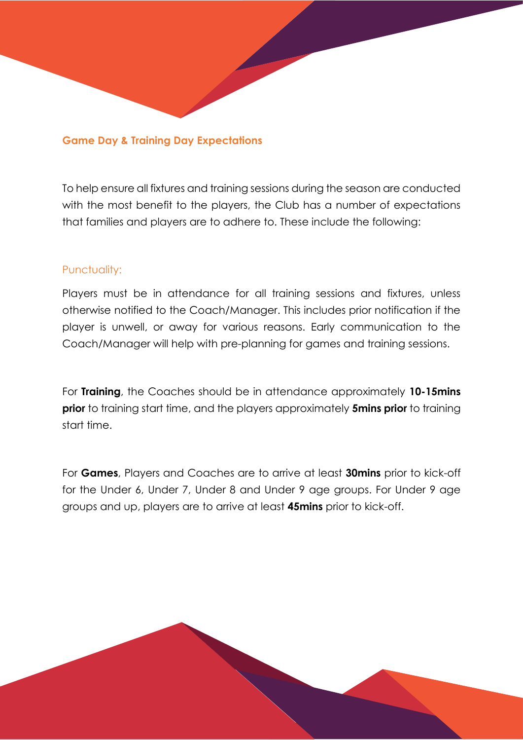## Game Day & Training Day Expectations

To help ensure all fixtures and training sessions during the season are conducted with the most benefit to the players, the Club has a number of expectations that families and players are to adhere to. These include the following:

### Punctuality:

Players must be in attendance for all training sessions and fixtures, unless otherwise notified to the Coach/Manager. This includes prior notification if the player is unwell, or away for various reasons. Early communication to the Coach/Manager will help with pre-planning for games and training sessions.

For **Training**, the Coaches should be in attendance approximately **10-15mins prior** to training start time, and the players approximately **5mins prior** to training start time.

For **Games**, Players and Coaches are to arrive at least **30mins** prior to kick-off for the Under 6, Under 7, Under 8 and Under 9 age groups. For Under 9 age groups and up, players are to arrive at least **45mins** prior to kick-off.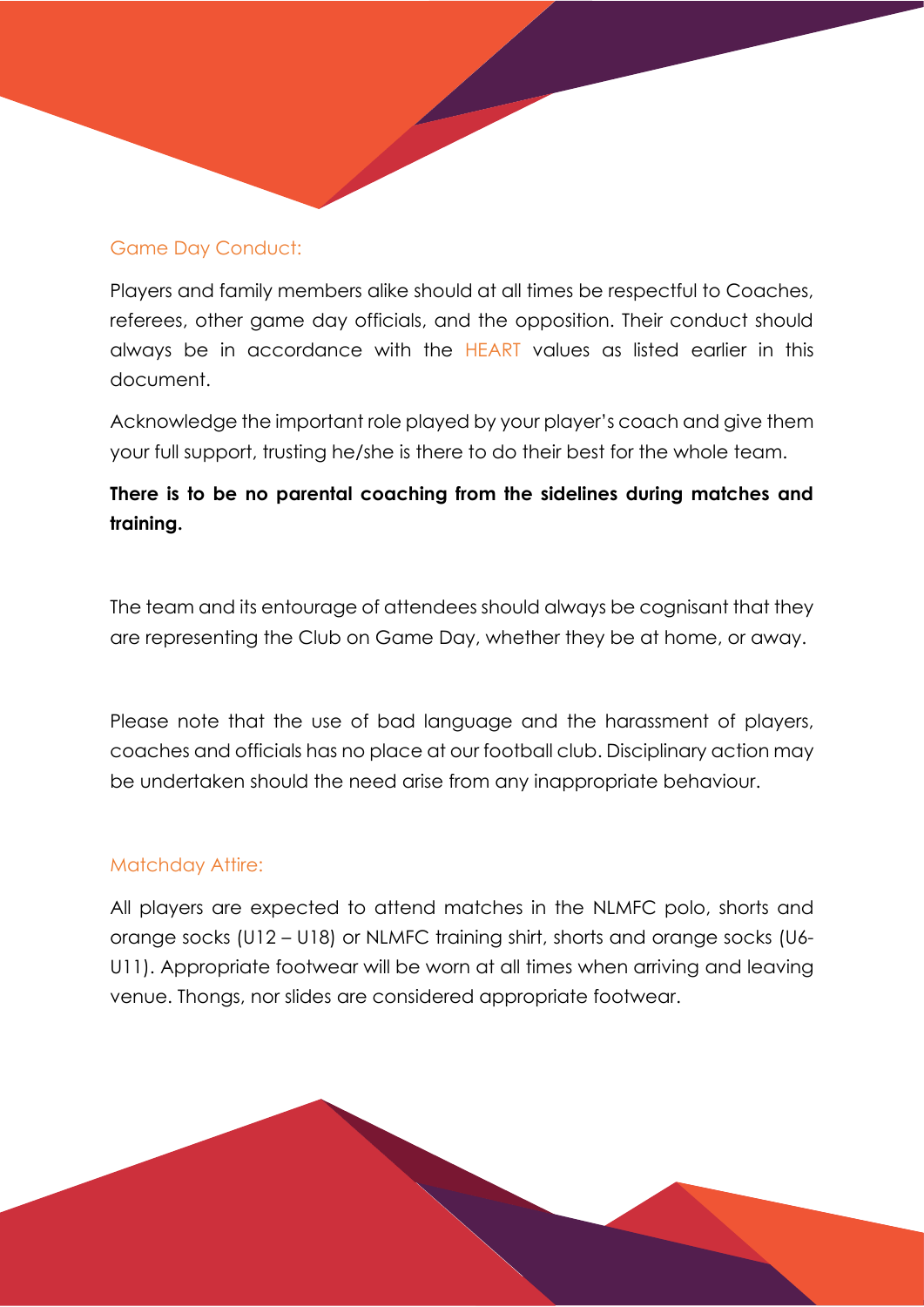## Game Day Conduct:

Players and family members alike should at all times be respectful to Coaches, referees, other game day officials, and the opposition. Their conduct should always be in accordance with the HEART values as listed earlier in this document.

Acknowledge the important role played by your player's coach and give them your full support, trusting he/she is there to do their best for the whole team.

**There is to be no parental coaching from the sidelines during matches and training.**

The team and its entourage of attendees should always be cognisant that they are representing the Club on Game Day, whether they be at home, or away.

Please note that the use of bad language and the harassment of players, coaches and officials has no place at our football club. Disciplinary action may be undertaken should the need arise from any inappropriate behaviour.

## Matchday Attire:

All players are expected to attend matches in the NLMFC polo, shorts and orange socks (U12 – U18) or NLMFC training shirt, shorts and orange socks (U6-U11). Appropriate footwear will be worn at all times when arriving and leaving venue. Thongs, nor slides are considered appropriate footwear.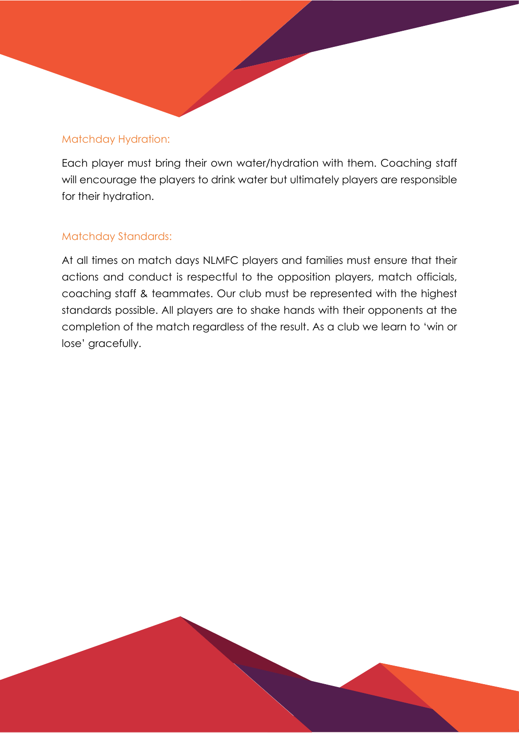## Matchday Hydration:

Each player must bring their own water/hydration with them. Coaching staff will encourage the players to drink water but ultimately players are responsible for their hydration.

## Matchday Standards:

At all times on match days NLMFC players and families must ensure that their actions and conduct is respectful to the opposition players, match officials, coaching staff & teammates. Our club must be represented with the highest standards possible. All players are to shake hands with their opponents at the completion of the match regardless of the result. As a club we learn to 'win or lose' gracefully.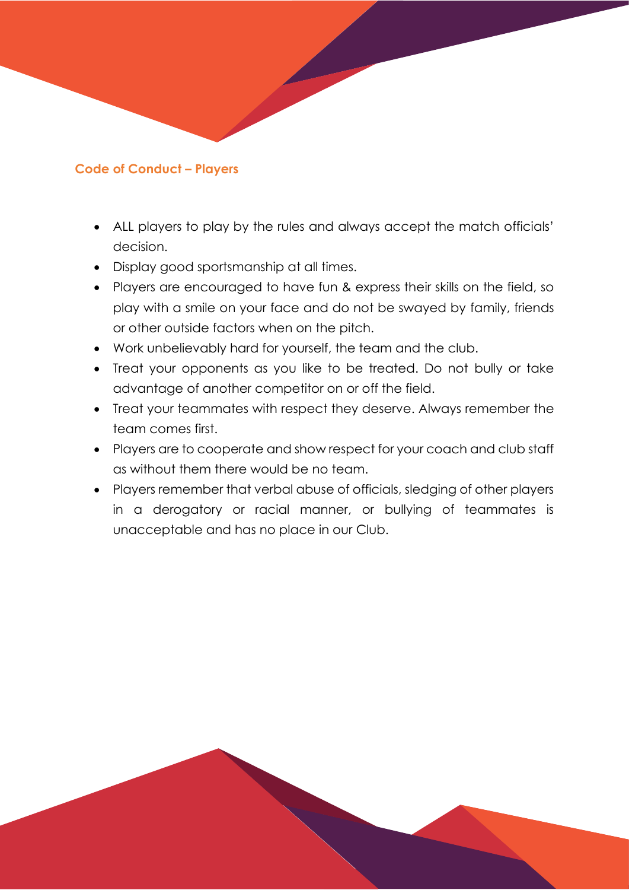## Code of Conduct – Players

- ALL players to play by the rules and always accept the match officials' decision.
- Display good sportsmanship at all times.
- Players are encouraged to have fun & express their skills on the field, so play with a smile on your face and do not be swayed by family, friends or other outside factors when on the pitch.
- Work unbelievably hard for yourself, the team and the club.
- Treat your opponents as you like to be treated. Do not bully or take advantage of another competitor on or off the field.
- Treat your teammates with respect they deserve. Always remember the team comes first.
- Players are to cooperate and show respect for your coach and club staff as without them there would be no team.
- Players remember that verbal abuse of officials, sledging of other players in a derogatory or racial manner, or bullying of teammates is unacceptable and has no place in our Club.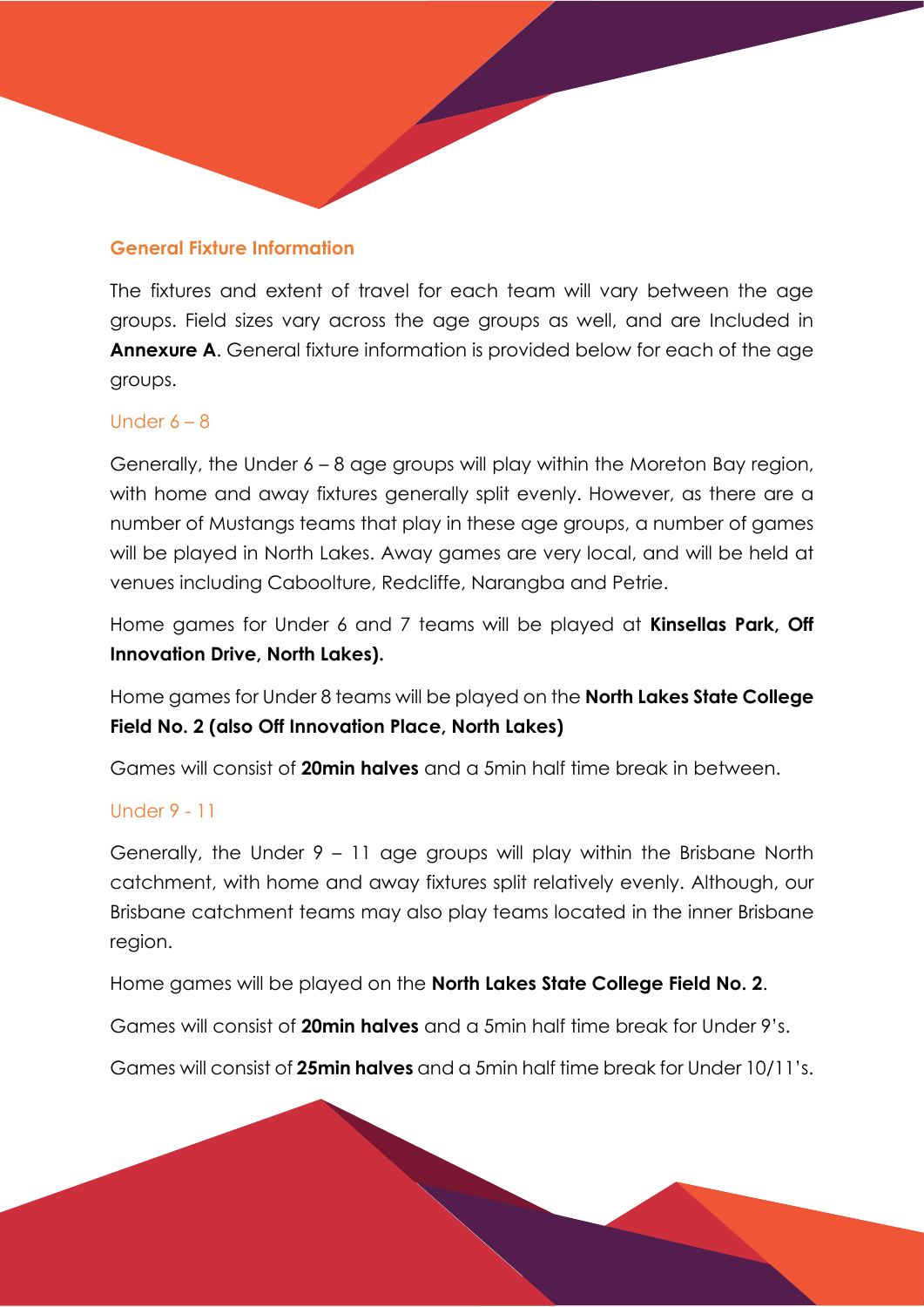## General Fixture Information

The fixtures and extent of travel for each team will vary between the age groups. Field sizes vary across the age groups as well, and are Included in **Annexure A**. General fixture information is provided below for each of the age groups.

### Under 6 – 8

Generally, the Under 6 – 8 age groups will play within the Moreton Bay region, with home and away fixtures generally split evenly. However, as there are a number of Mustangs teams that play in these age groups, a number of games will be played in North Lakes. Away games are very local, and will be held at venues including Caboolture, Redcliffe, Narangba and Petrie.

Home games for Under 6 and 7 teams will be played at **Kinsellas Park, Off Innovation Drive, North Lakes).**

Home games for Under 8 teams will be played on the **North Lakes State College Field No. 2 (also Off Innovation Place, North Lakes)**

Games will consist of **20min halves** and a 5min half time break in between.

### Under 9 - 11

Generally, the Under 9 – 11 age groups will play within the Brisbane North catchment, with home and away fixtures split relatively evenly. Although, our Brisbane catchment teams may also play teams located in the inner Brisbane region.

Home games will be played on the **North Lakes State College Field No. 2**.

Games will consist of **20min halves** and a 5min half time break for Under 9's.

Games will consist of **25min halves** and a 5min half time break for Under 10/11's.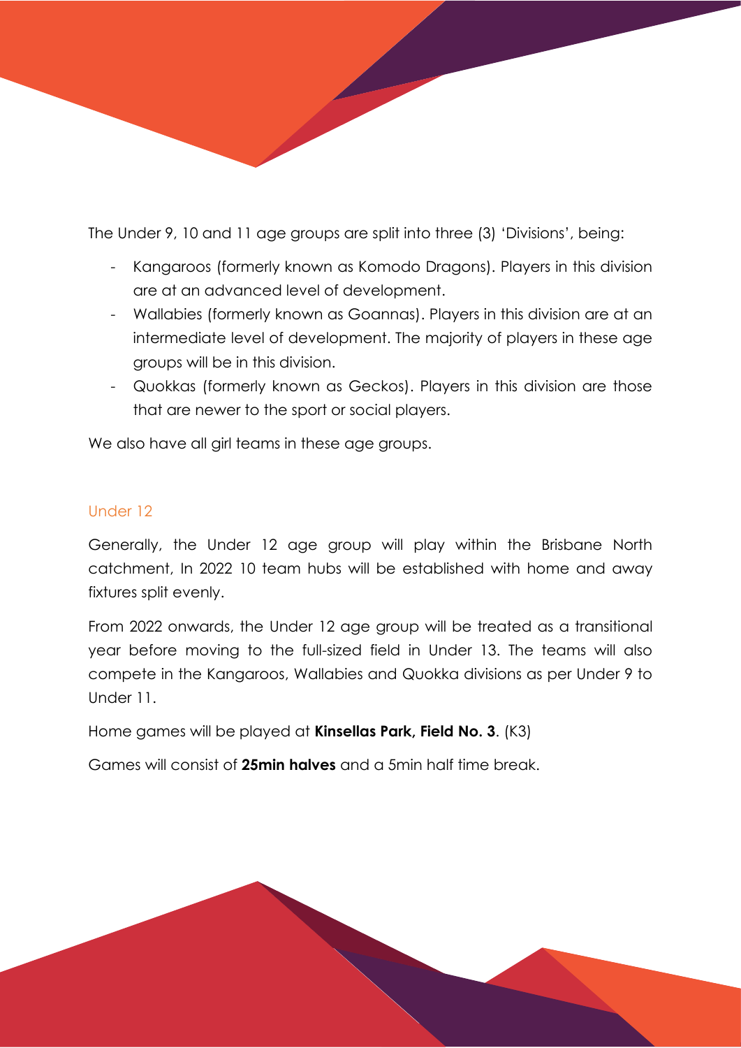The Under 9, 10 and 11 age groups are split into three (3) 'Divisions', being:

- Kangaroos (formerly known as Komodo Dragons). Players in this division are at an advanced level of development.
- Wallabies (formerly known as Goannas). Players in this division are at an intermediate level of development. The majority of players in these age groups will be in this division.
- Quokkas (formerly known as Geckos). Players in this division are those that are newer to the sport or social players.

We also have all girl teams in these age groups.

## Under 12

Generally, the Under 12 age group will play within the Brisbane North catchment, In 2022 10 team hubs will be established with home and away fixtures split evenly.

From 2022 onwards, the Under 12 age group will be treated as a transitional year before moving to the full-sized field in Under 13. The teams will also compete in the Kangaroos, Wallabies and Quokka divisions as per Under 9 to Under 11.

Home games will be played at **Kinsellas Park, Field No. 3**. (K3)

Games will consist of **25min halves** and a 5min half time break.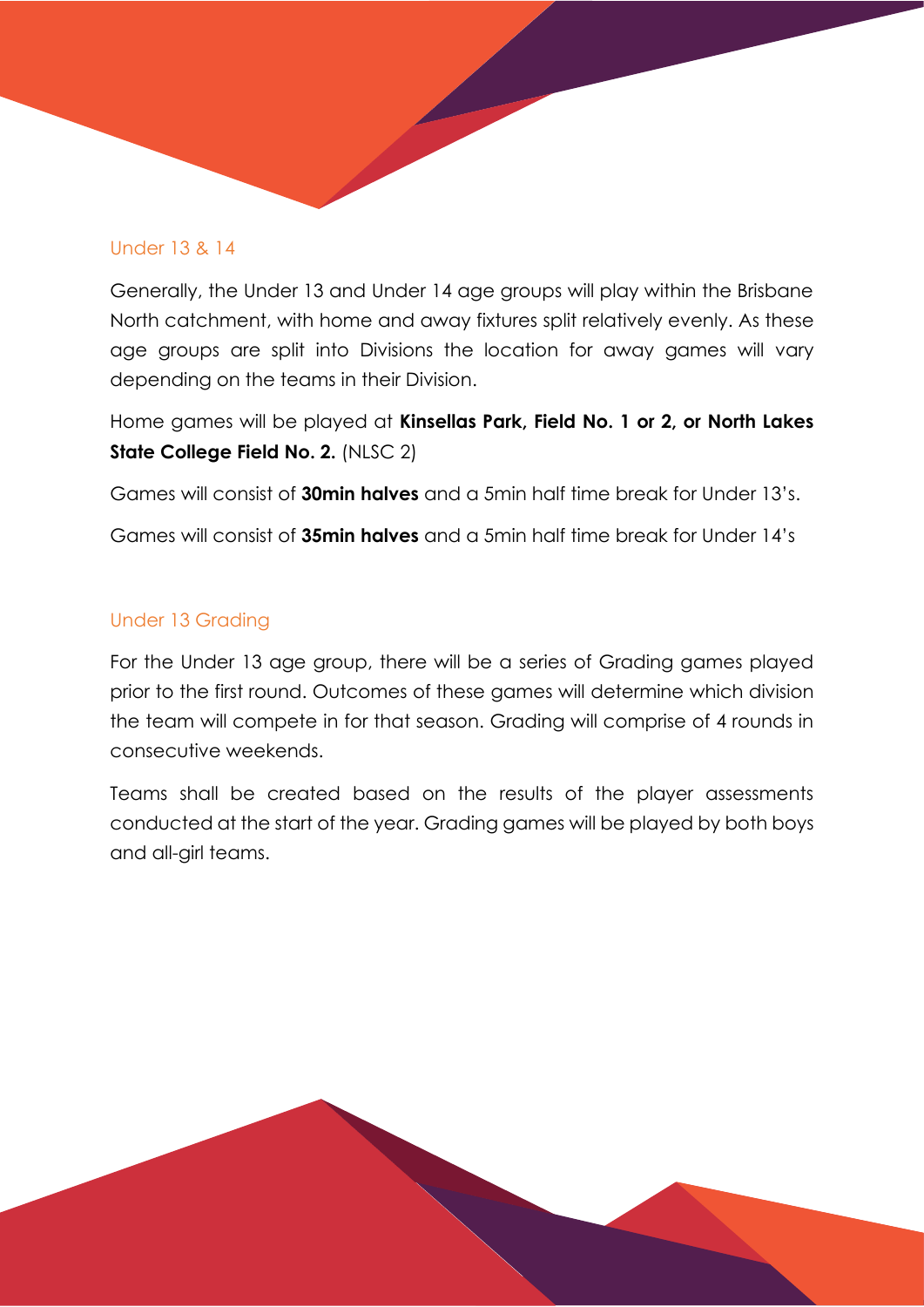## Under 13 & 14

Generally, the Under 13 and Under 14 age groups will play within the Brisbane North catchment, with home and away fixtures split relatively evenly. As these age groups are split into Divisions the location for away games will vary depending on the teams in their Division.

Home games will be played at **Kinsellas Park, Field No. 1 or 2, or North Lakes State College Field No. 2.** (NLSC 2)

Games will consist of **30min halves** and a 5min half time break for Under 13's.

Games will consist of **35min halves** and a 5min half time break for Under 14's

## Under 13 Grading

For the Under 13 age group, there will be a series of Grading games played prior to the first round. Outcomes of these games will determine which division the team will compete in for that season. Grading will comprise of 4 rounds in consecutive weekends.

Teams shall be created based on the results of the player assessments conducted at the start of the year. Grading games will be played by both boys and all-girl teams.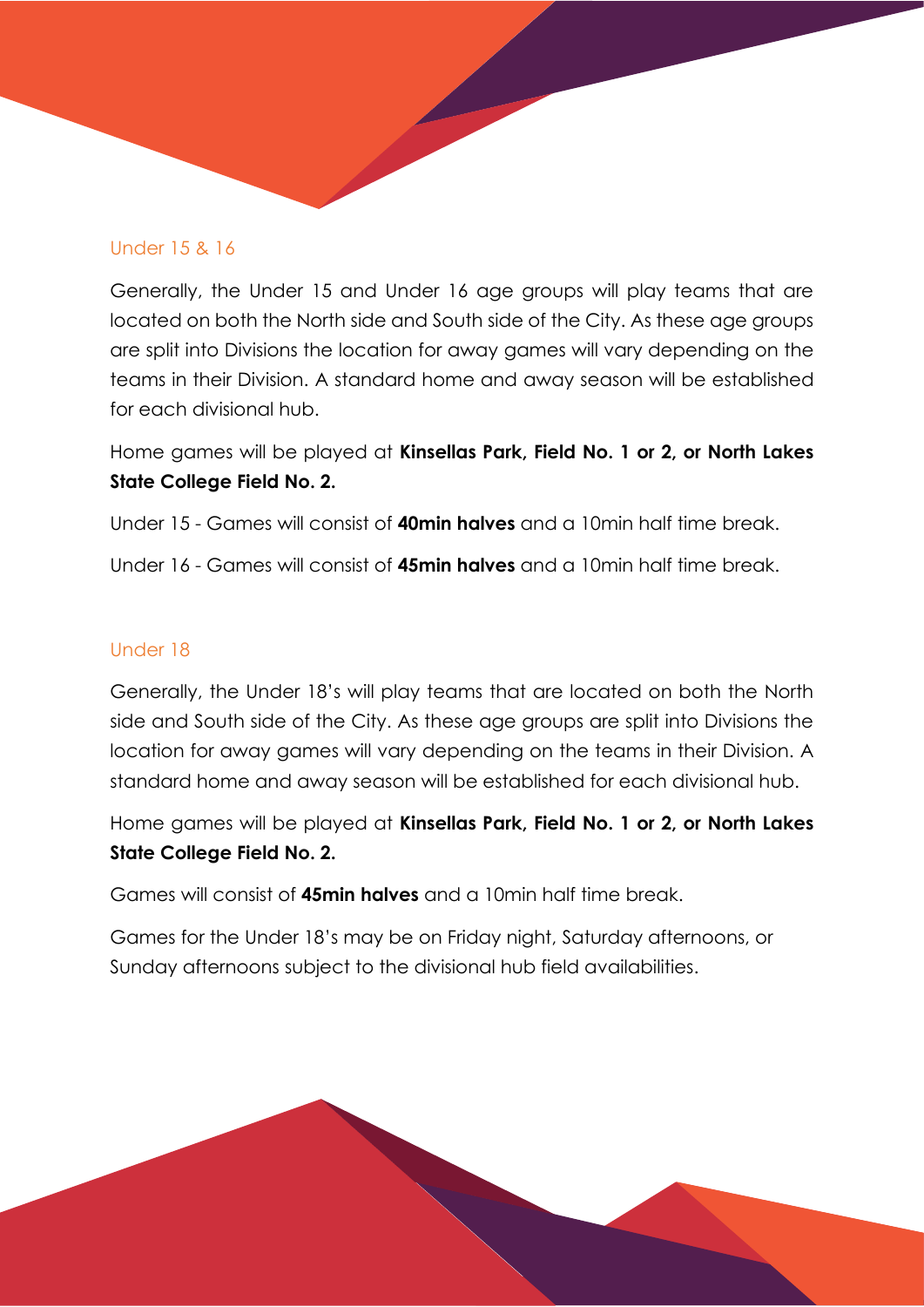## Under 15 & 16

Generally, the Under 15 and Under 16 age groups will play teams that are located on both the North side and South side of the City. As these age groups are split into Divisions the location for away games will vary depending on the teams in their Division. A standard home and away season will be established for each divisional hub.

Home games will be played at **Kinsellas Park, Field No. 1 or 2, or North Lakes State College Field No. 2.**

Under 15 - Games will consist of **40min halves** and a 10min half time break.

Under 16 - Games will consist of **45min halves** and a 10min half time break.

## Under 18

Generally, the Under 18's will play teams that are located on both the North side and South side of the City. As these age groups are split into Divisions the location for away games will vary depending on the teams in their Division. A standard home and away season will be established for each divisional hub.

Home games will be played at **Kinsellas Park, Field No. 1 or 2, or North Lakes State College Field No. 2.**

Games will consist of **45min halves** and a 10min half time break.

Games for the Under 18's may be on Friday night, Saturday afternoons, or Sunday afternoons subject to the divisional hub field availabilities.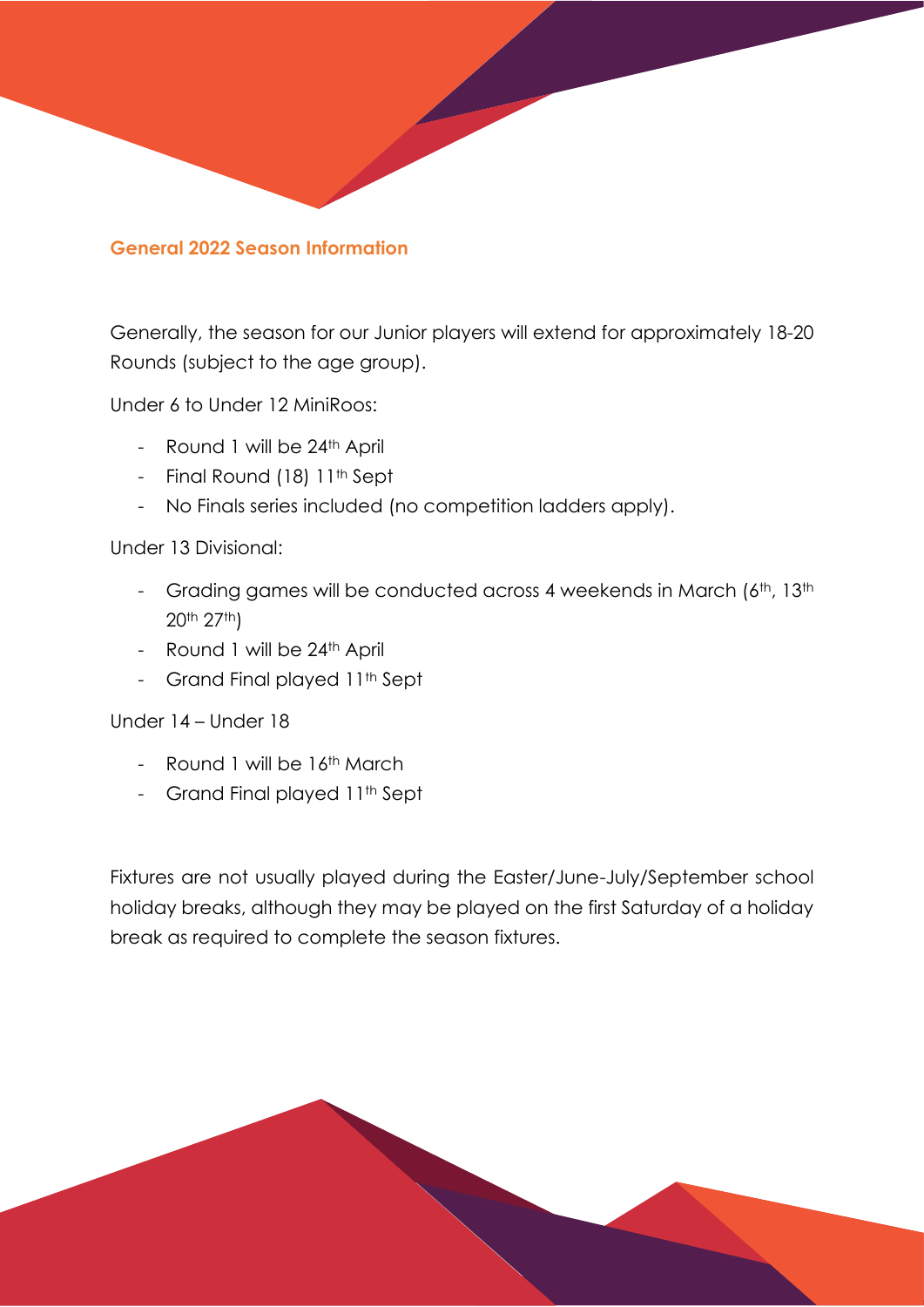## General 2022 Season Information

Generally, the season for our Junior players will extend for approximately 18-20 Rounds (subject to the age group).

Under 6 to Under 12 MiniRoos:

- Round 1 will be 24th April
- Final Round (18) 11th Sept
- No Finals series included (no competition ladders apply).

Under 13 Divisional:

- Grading games will be conducted across 4 weekends in March (6th, 13th 20th 27th)
- Round 1 will be 24th April
- Grand Final played 11th Sept

Under 14 – Under 18

- Round 1 will be 16th March
- Grand Final played 11th Sept

Fixtures are not usually played during the Easter/June-July/September school holiday breaks, although they may be played on the first Saturday of a holiday break as required to complete the season fixtures.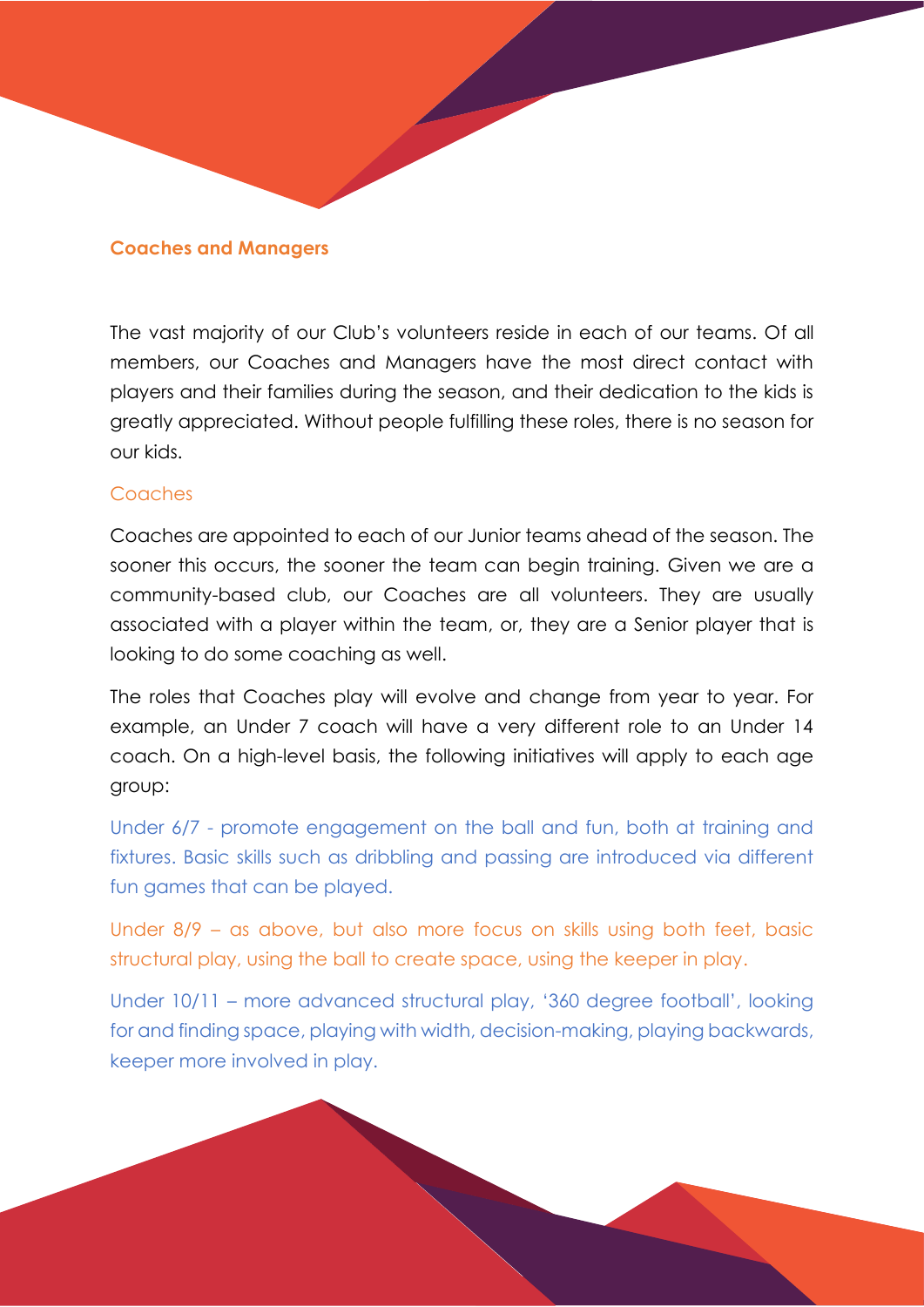## Coaches and Managers

The vast majority of our Club's volunteers reside in each of our teams. Of all members, our Coaches and Managers have the most direct contact with players and their families during the season, and their dedication to the kids is greatly appreciated. Without people fulfilling these roles, there is no season for our kids.

### Coaches

Coaches are appointed to each of our Junior teams ahead of the season. The sooner this occurs, the sooner the team can begin training. Given we are a community-based club, our Coaches are all volunteers. They are usually associated with a player within the team, or, they are a Senior player that is looking to do some coaching as well.

The roles that Coaches play will evolve and change from year to year. For example, an Under 7 coach will have a very different role to an Under 14 coach. On a high-level basis, the following initiatives will apply to each age group:

Under 6/7 - promote engagement on the ball and fun, both at training and fixtures. Basic skills such as dribbling and passing are introduced via different fun games that can be played.

Under 8/9 – as above, but also more focus on skills using both feet, basic structural play, using the ball to create space, using the keeper in play.

Under 10/11 – more advanced structural play, '360 degree football', looking for and finding space, playing with width, decision-making, playing backwards, keeper more involved in play.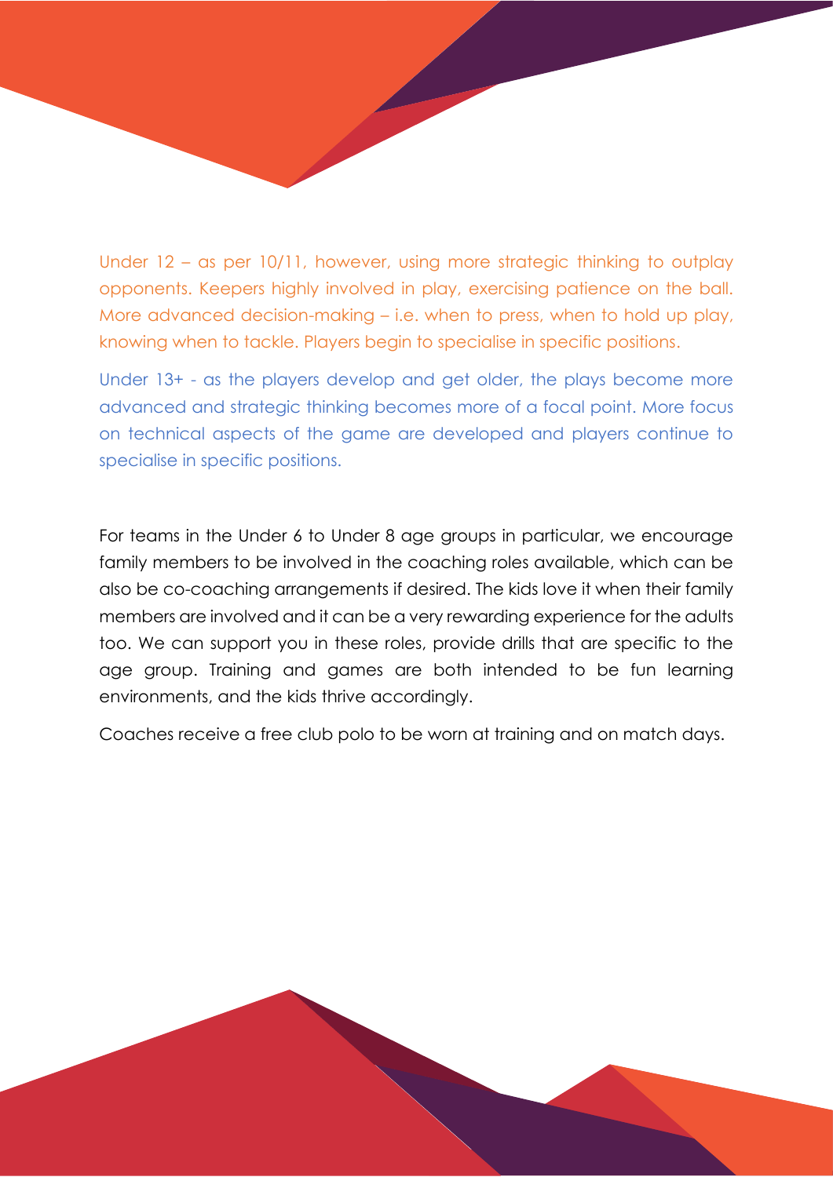Under 12 – as per 10/11, however, using more strategic thinking to outplay opponents. Keepers highly involved in play, exercising patience on the ball. More advanced decision-making – i.e. when to press, when to hold up play, knowing when to tackle. Players begin to specialise in specific positions.

Under 13+ - as the players develop and get older, the plays become more advanced and strategic thinking becomes more of a focal point. More focus on technical aspects of the game are developed and players continue to specialise in specific positions.

For teams in the Under 6 to Under 8 age groups in particular, we encourage family members to be involved in the coaching roles available, which can be also be co-coaching arrangements if desired. The kids love it when their family members are involved and it can be a very rewarding experience for the adults too. We can support you in these roles, provide drills that are specific to the age group. Training and games are both intended to be fun learning environments, and the kids thrive accordingly.

Coaches receive a free club polo to be worn at training and on match days.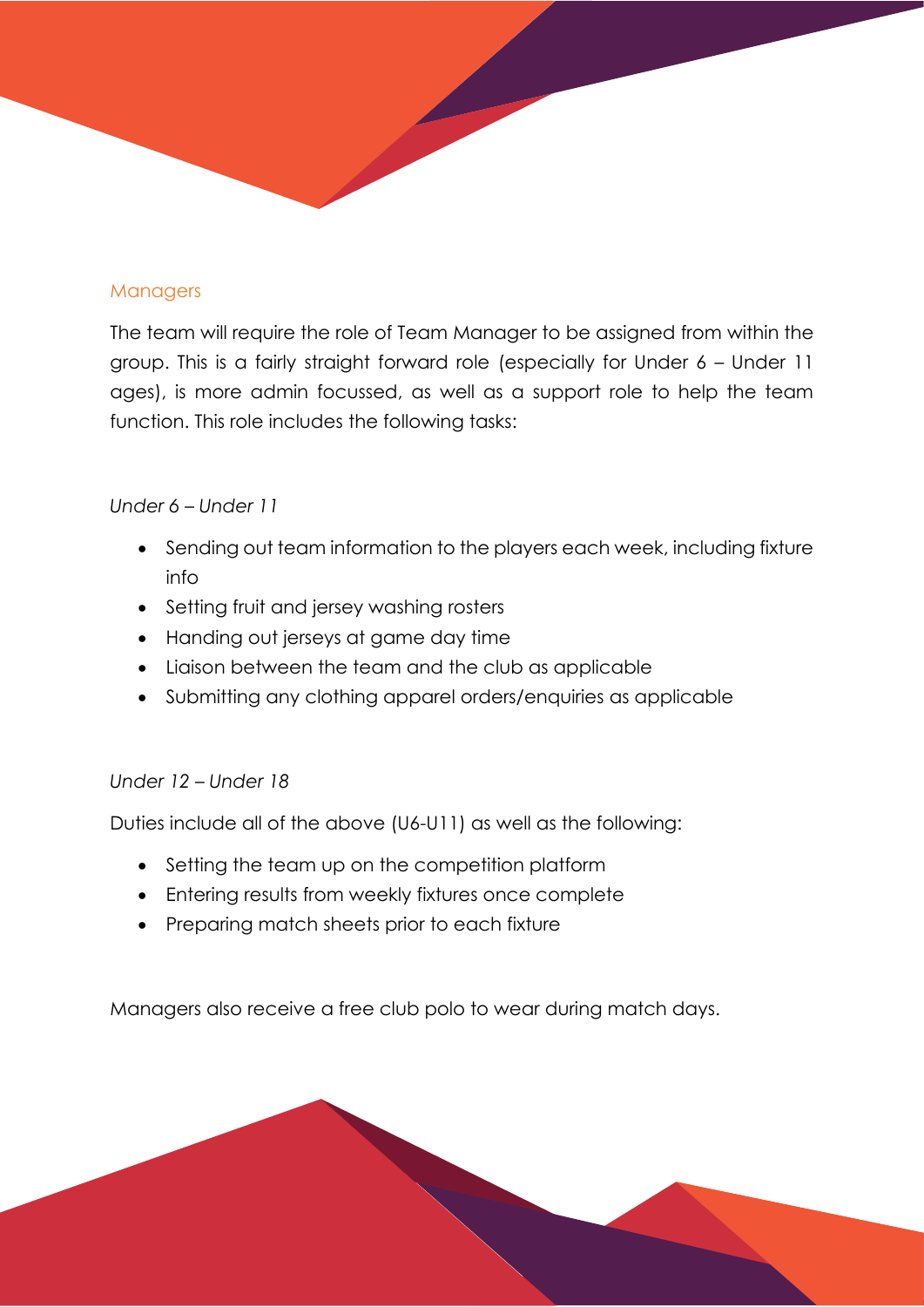## Managers

The team will require the role of Team Manager to be assigned from within the group. This is a fairly straight forward role (especially for Under 6 – Under 11 ages), is more admin focussed, as well as a support role to help the team function. This role includes the following tasks:

*Under 6 – Under 11*

- Sending out team information to the players each week, including fixture info
- Setting fruit and jersey washing rosters
- Handing out jerseys at game day time
- Liaison between the team and the club as applicable
- Submitting any clothing apparel orders/enquiries as applicable

*Under 12 – Under 18*

Duties include all of the above (U6-U11) as well as the following:

- Setting the team up on the competition platform
- Entering results from weekly fixtures once complete
- Preparing match sheets prior to each fixture

Managers also receive a free club polo to wear during match days.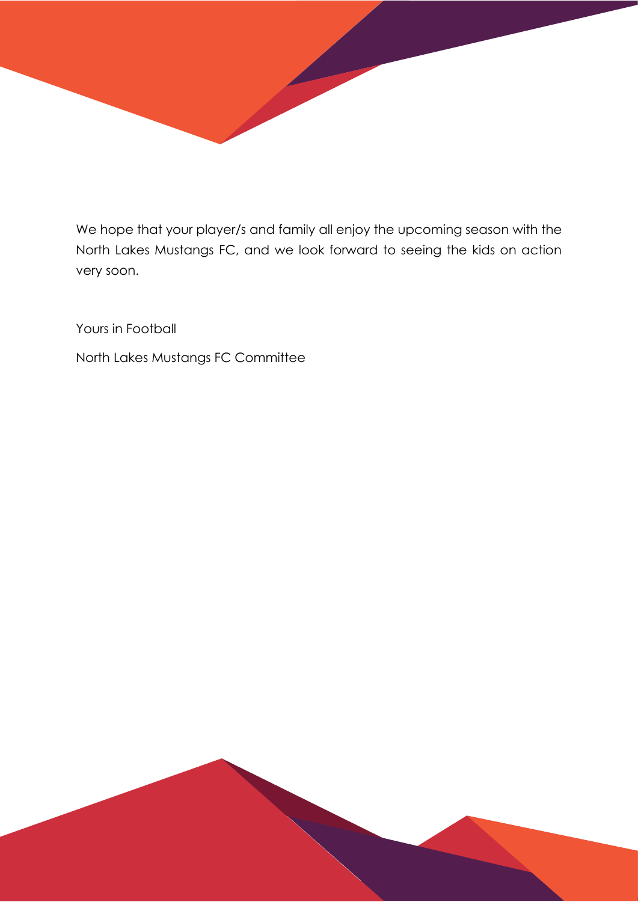We hope that your player/s and family all enjoy the upcoming season with the North Lakes Mustangs FC, and we look forward to seeing the kids on action very soon.

Yours in Football

North Lakes Mustangs FC Committee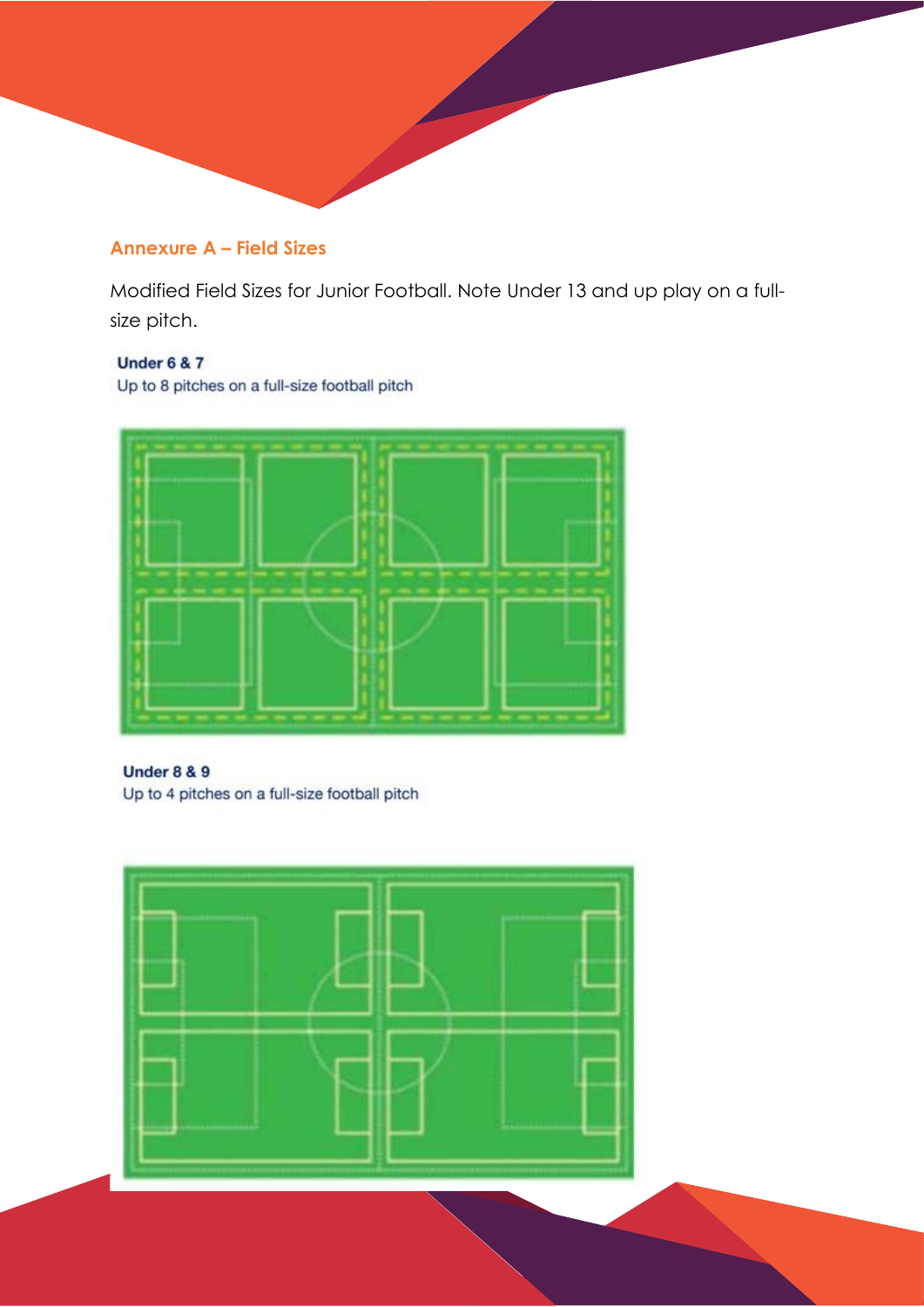## Annexure A – Field Sizes

Modified Field Sizes for Junior Football. Note Under 13 and up play on a full-size pitch.

**Under 6 & 7**

Up to 8 pitches on a full-size football pitch

**Under 8 & 9**

Up to 4 pitches on a full-size football pitch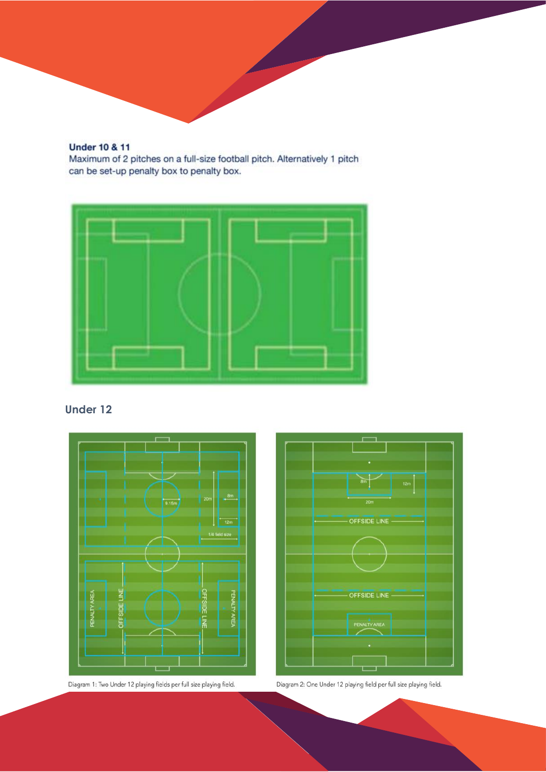**Under 10 & 11**

Maximum of 2 pitches on a full-size football pitch. Alternatively 1 pitch can be set-up penalty box to penalty box.

## Under 12

Diagram 1: Two Under 12 playing fields per full size playing field.

Diagram 2: One Under 12 playing field per full size playing field.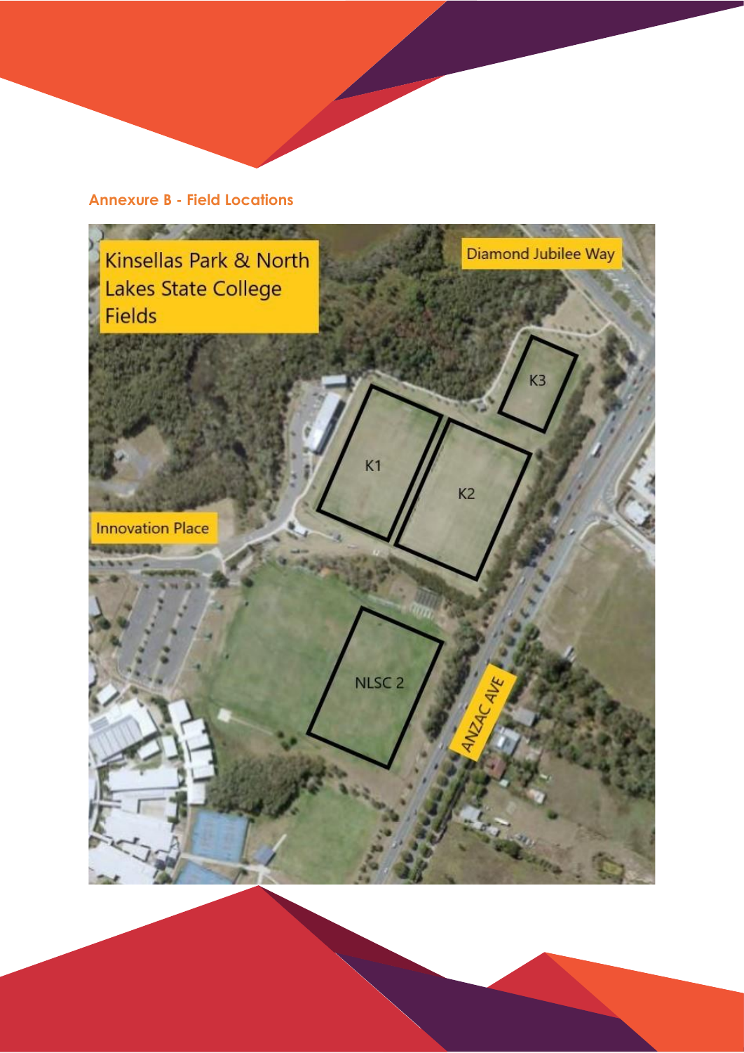### Annexure B - Field Locations

Kinsellas Park & North Lakes State College Fields

Diamond Jubilee Way

K3

K1

K2

Innovation Place

NLSC 2

ANZAC AVE